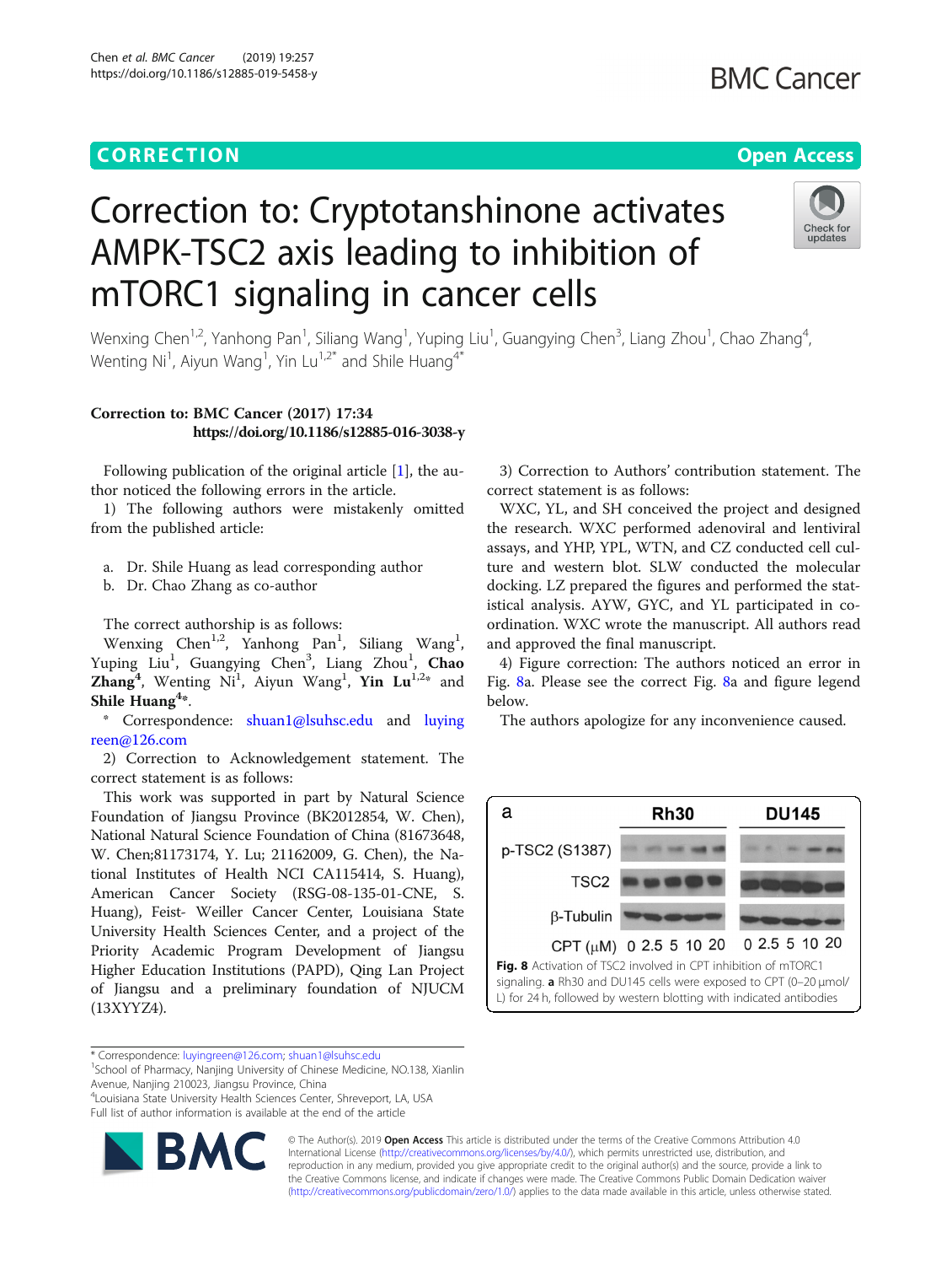# CORRECTION

Open Access

# Correction to: Cryptotanshinone activates AMPK-TSC2 axis leading to inhibition of mTORC1 signaling in cancer cells

Wenxing Chen[1,2], Yanhong Pan[1], Siliang Wang[1], Yuping Liu[1], Guangying Chen[3], Liang Zhou[1], Chao Zhang[4], Wenting Ni[1], Aiyun Wang[1], Yin Lu[1,2*] and Shile Huang[4*]

**Correction to: BMC Cancer (2017) 17:34**
**https://doi.org/10.1186/s12885-016-3038-y**

Following publication of the original article [1], the author noticed the following errors in the article.

1) The following authors were mistakenly omitted from the published article:

a. Dr. Shile Huang as lead corresponding author
b. Dr. Chao Zhang as co-author

The correct authorship is as follows:

Wenxing Chen[1,2], Yanhong Pan[1], Siliang Wang[1], Yuping Liu[1], Guangying Chen[3], Liang Zhou[1], **Chao Zhang[4]**, Wenting Ni[1], Aiyun Wang[1], **Yin Lu[1,2*]** and **Shile Huang[4*]**.

* Correspondence: shuan1@lsuhsc.edu and luyingreen@126.com

2) Correction to Acknowledgement statement. The correct statement is as follows:

This work was supported in part by Natural Science Foundation of Jiangsu Province (BK2012854, W. Chen), National Natural Science Foundation of China (81673648, W. Chen;81173174, Y. Lu; 21162009, G. Chen), the National Institutes of Health NCI CA115414, S. Huang), American Cancer Society (RSG-08-135-01-CNE, S. Huang), Feist- Weiller Cancer Center, Louisiana State University Health Sciences Center, and a project of the Priority Academic Program Development of Jiangsu Higher Education Institutions (PAPD), Qing Lan Project of Jiangsu and a preliminary foundation of NJUCM (13XYYZ4).

3) Correction to Authors' contribution statement. The correct statement is as follows:

WXC, YL, and SH conceived the project and designed the research. WXC performed adenoviral and lentiviral assays, and YHP, YPL, WTN, and CZ conducted cell culture and western blot. SLW conducted the molecular docking. LZ prepared the figures and performed the statistical analysis. AYW, GYC, and YL participated in coordination. WXC wrote the manuscript. All authors read and approved the final manuscript.

4) Figure correction: The authors noticed an error in Fig. 8a. Please see the correct Fig. 8a and figure legend below.

The authors apologize for any inconvenience caused.

**Fig. 8** Activation of TSC2 involved in CPT inhibition of mTORC1 signaling. **a** Rh30 and DU145 cells were exposed to CPT (0–20 μmol/L) for 24 h, followed by western blotting with indicated antibodies

* Correspondence: luyingreen@126.com; shuan1@lsuhsc.edu
[1]School of Pharmacy, Nanjing University of Chinese Medicine, NO.138, Xianlin Avenue, Nanjing 210023, Jiangsu Province, China
[4]Louisiana State University Health Sciences Center, Shreveport, LA, USA
Full list of author information is available at the end of the article

© The Author(s). 2019 **Open Access** This article is distributed under the terms of the Creative Commons Attribution 4.0 International License (http://creativecommons.org/licenses/by/4.0/), which permits unrestricted use, distribution, and reproduction in any medium, provided you give appropriate credit to the original author(s) and the source, provide a link to the Creative Commons license, and indicate if changes were made. The Creative Commons Public Domain Dedication waiver (http://creativecommons.org/publicdomain/zero/1.0/) applies to the data made available in this article, unless otherwise stated.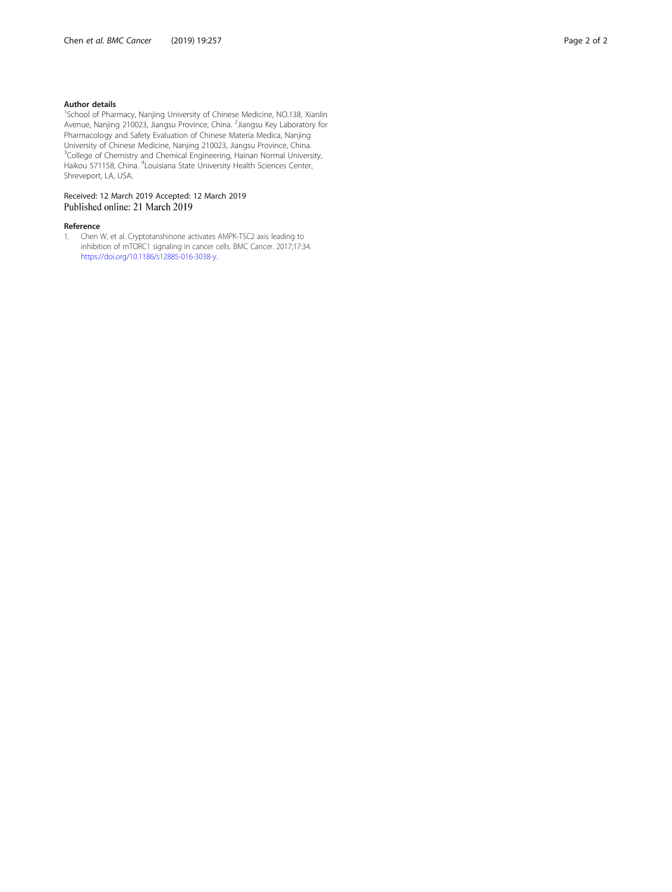### Author details

[1]School of Pharmacy, Nanjing University of Chinese Medicine, NO.138, Xianlin Avenue, Nanjing 210023, Jiangsu Province, China. [2]Jiangsu Key Laboratory for Pharmacology and Safety Evaluation of Chinese Materia Medica, Nanjing University of Chinese Medicine, Nanjing 210023, Jiangsu Province, China. [3]College of Chemistry and Chemical Engineering, Hainan Normal University, Haikou 571158, China. [4]Louisiana State University Health Sciences Center, Shreveport, LA, USA.

Received: 12 March 2019 Accepted: 12 March 2019
Published online: 21 March 2019

### Reference

1. Chen W, et al. Cryptotanshinone activates AMPK-TSC2 axis leading to inhibition of mTORC1 signaling in cancer cells. BMC Cancer. 2017;17:34. https://doi.org/10.1186/s12885-016-3038-y.